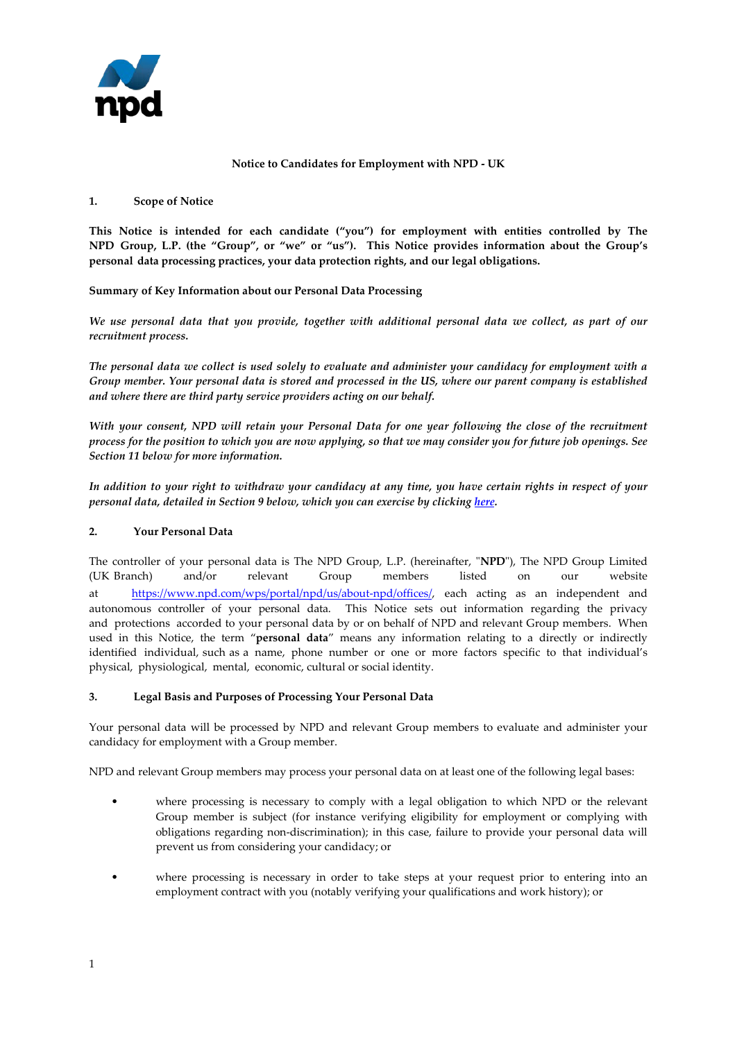# Notice to Candidates for Employment with NPD - UK

## 1. Scope of Notice

**This Notice is intended for each candidate ("you") for employment with entities controlled by The NPD Group, L.P. (the "Group", or "we" or "us"). This Notice provides information about the Group's personal data processing practices, your data protection rights, and our legal obligations.**

**Summary of Key Information about our Personal Data Processing**

***We use personal data that you provide, together with additional personal data we collect, as part of our recruitment process.***

***The personal data we collect is used solely to evaluate and administer your candidacy for employment with a Group member. Your personal data is stored and processed in the US, where our parent company is established and where there are third party service providers acting on our behalf.***

***With your consent, NPD will retain your Personal Data for one year following the close of the recruitment process for the position to which you are now applying, so that we may consider you for future job openings. See Section 11 below for more information.***

***In addition to your right to withdraw your candidacy at any time, you have certain rights in respect of your personal data, detailed in Section 9 below, which you can exercise by clicking [here](#).***

## 2. Your Personal Data

The controller of your personal data is The NPD Group, L.P. (hereinafter, "**NPD**"), The NPD Group Limited (UK Branch) and/or relevant Group members listed on our website at https://www.npd.com/wps/portal/npd/us/about-npd/offices/, each acting as an independent and autonomous controller of your personal data. This Notice sets out information regarding the privacy and protections accorded to your personal data by or on behalf of NPD and relevant Group members. When used in this Notice, the term "**personal data**" means any information relating to a directly or indirectly identified individual, such as a name, phone number or one or more factors specific to that individual's physical, physiological, mental, economic, cultural or social identity.

## 3. Legal Basis and Purposes of Processing Your Personal Data

Your personal data will be processed by NPD and relevant Group members to evaluate and administer your candidacy for employment with a Group member.

NPD and relevant Group members may process your personal data on at least one of the following legal bases:

- where processing is necessary to comply with a legal obligation to which NPD or the relevant Group member is subject (for instance verifying eligibility for employment or complying with obligations regarding non-discrimination); in this case, failure to provide your personal data will prevent us from considering your candidacy; or
- where processing is necessary in order to take steps at your request prior to entering into an employment contract with you (notably verifying your qualifications and work history); or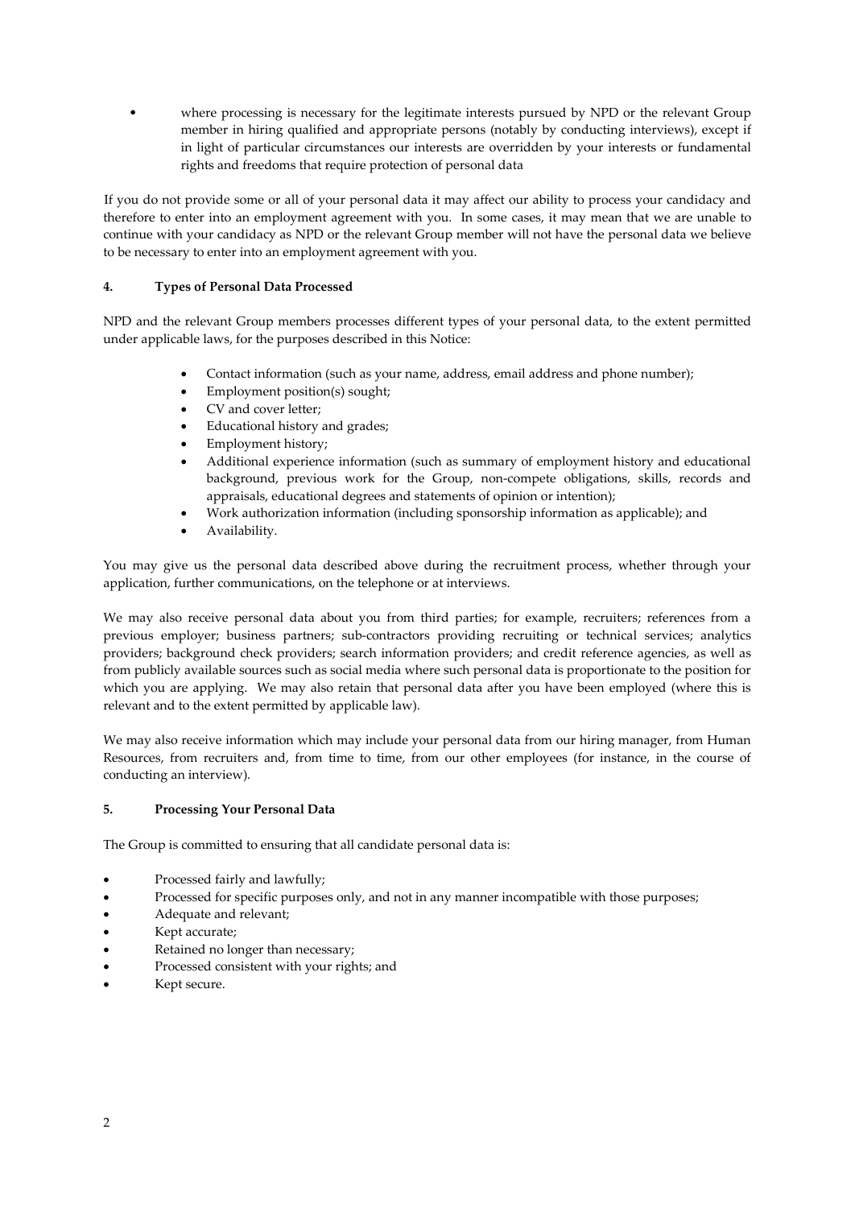- where processing is necessary for the legitimate interests pursued by NPD or the relevant Group member in hiring qualified and appropriate persons (notably by conducting interviews), except if in light of particular circumstances our interests are overridden by your interests or fundamental rights and freedoms that require protection of personal data

If you do not provide some or all of your personal data it may affect our ability to process your candidacy and therefore to enter into an employment agreement with you. In some cases, it may mean that we are unable to continue with your candidacy as NPD or the relevant Group member will not have the personal data we believe to be necessary to enter into an employment agreement with you.

## 4. Types of Personal Data Processed

NPD and the relevant Group members processes different types of your personal data, to the extent permitted under applicable laws, for the purposes described in this Notice:

- Contact information (such as your name, address, email address and phone number);
- Employment position(s) sought;
- CV and cover letter;
- Educational history and grades;
- Employment history;
- Additional experience information (such as summary of employment history and educational background, previous work for the Group, non-compete obligations, skills, records and appraisals, educational degrees and statements of opinion or intention);
- Work authorization information (including sponsorship information as applicable); and
- Availability.

You may give us the personal data described above during the recruitment process, whether through your application, further communications, on the telephone or at interviews.

We may also receive personal data about you from third parties; for example, recruiters; references from a previous employer; business partners; sub-contractors providing recruiting or technical services; analytics providers; background check providers; search information providers; and credit reference agencies, as well as from publicly available sources such as social media where such personal data is proportionate to the position for which you are applying. We may also retain that personal data after you have been employed (where this is relevant and to the extent permitted by applicable law).

We may also receive information which may include your personal data from our hiring manager, from Human Resources, from recruiters and, from time to time, from our other employees (for instance, in the course of conducting an interview).

## 5. Processing Your Personal Data

The Group is committed to ensuring that all candidate personal data is:

- Processed fairly and lawfully;
- Processed for specific purposes only, and not in any manner incompatible with those purposes;
- Adequate and relevant;
- Kept accurate;
- Retained no longer than necessary;
- Processed consistent with your rights; and
- Kept secure.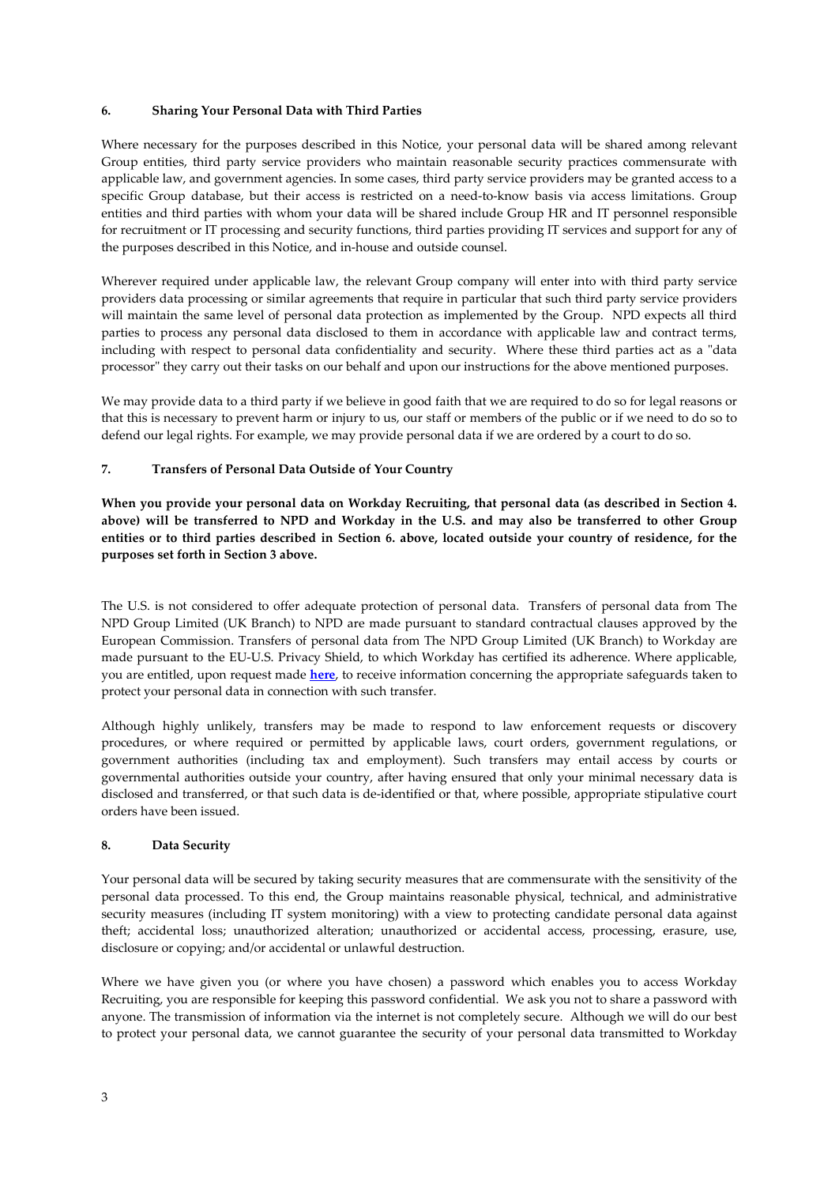## 6. Sharing Your Personal Data with Third Parties

Where necessary for the purposes described in this Notice, your personal data will be shared among relevant Group entities, third party service providers who maintain reasonable security practices commensurate with applicable law, and government agencies. In some cases, third party service providers may be granted access to a specific Group database, but their access is restricted on a need-to-know basis via access limitations. Group entities and third parties with whom your data will be shared include Group HR and IT personnel responsible for recruitment or IT processing and security functions, third parties providing IT services and support for any of the purposes described in this Notice, and in-house and outside counsel.

Wherever required under applicable law, the relevant Group company will enter into with third party service providers data processing or similar agreements that require in particular that such third party service providers will maintain the same level of personal data protection as implemented by the Group. NPD expects all third parties to process any personal data disclosed to them in accordance with applicable law and contract terms, including with respect to personal data confidentiality and security. Where these third parties act as a "data processor" they carry out their tasks on our behalf and upon our instructions for the above mentioned purposes.

We may provide data to a third party if we believe in good faith that we are required to do so for legal reasons or that this is necessary to prevent harm or injury to us, our staff or members of the public or if we need to do so to defend our legal rights. For example, we may provide personal data if we are ordered by a court to do so.

## 7. Transfers of Personal Data Outside of Your Country

**When you provide your personal data on Workday Recruiting, that personal data (as described in Section 4. above) will be transferred to NPD and Workday in the U.S. and may also be transferred to other Group entities or to third parties described in Section 6. above, located outside your country of residence, for the purposes set forth in Section 3 above.**

The U.S. is not considered to offer adequate protection of personal data. Transfers of personal data from The NPD Group Limited (UK Branch) to NPD are made pursuant to standard contractual clauses approved by the European Commission. Transfers of personal data from The NPD Group Limited (UK Branch) to Workday are made pursuant to the EU-U.S. Privacy Shield, to which Workday has certified its adherence. Where applicable, you are entitled, upon request made **here**, to receive information concerning the appropriate safeguards taken to protect your personal data in connection with such transfer.

Although highly unlikely, transfers may be made to respond to law enforcement requests or discovery procedures, or where required or permitted by applicable laws, court orders, government regulations, or government authorities (including tax and employment). Such transfers may entail access by courts or governmental authorities outside your country, after having ensured that only your minimal necessary data is disclosed and transferred, or that such data is de-identified or that, where possible, appropriate stipulative court orders have been issued.

## 8. Data Security

Your personal data will be secured by taking security measures that are commensurate with the sensitivity of the personal data processed. To this end, the Group maintains reasonable physical, technical, and administrative security measures (including IT system monitoring) with a view to protecting candidate personal data against theft; accidental loss; unauthorized alteration; unauthorized or accidental access, processing, erasure, use, disclosure or copying; and/or accidental or unlawful destruction.

Where we have given you (or where you have chosen) a password which enables you to access Workday Recruiting, you are responsible for keeping this password confidential. We ask you not to share a password with anyone. The transmission of information via the internet is not completely secure. Although we will do our best to protect your personal data, we cannot guarantee the security of your personal data transmitted to Workday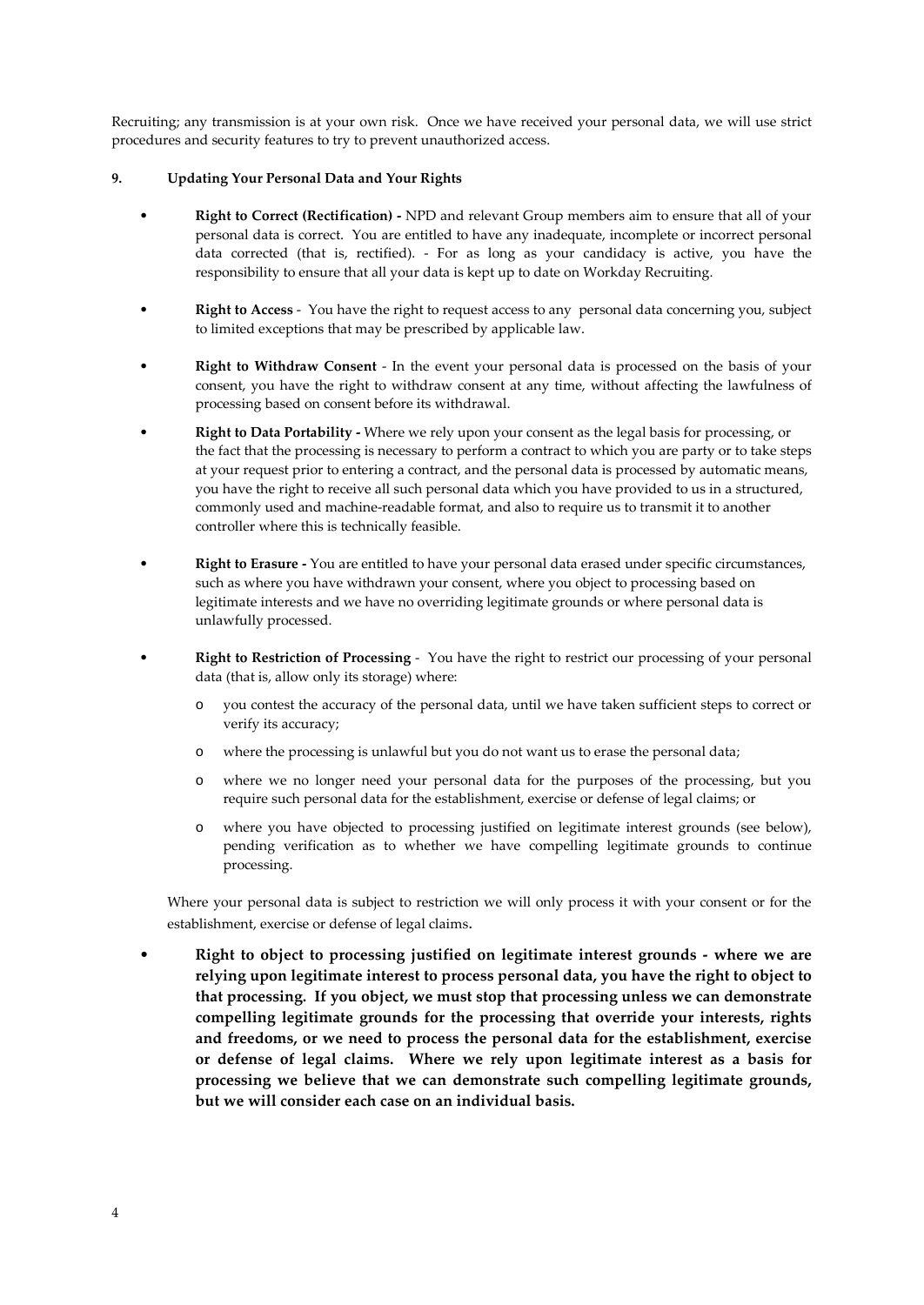Recruiting; any transmission is at your own risk. Once we have received your personal data, we will use strict procedures and security features to try to prevent unauthorized access.

## 9. Updating Your Personal Data and Your Rights

- **Right to Correct (Rectification) -** NPD and relevant Group members aim to ensure that all of your personal data is correct. You are entitled to have any inadequate, incomplete or incorrect personal data corrected (that is, rectified). - For as long as your candidacy is active, you have the responsibility to ensure that all your data is kept up to date on Workday Recruiting.

- **Right to Access** - You have the right to request access to any personal data concerning you, subject to limited exceptions that may be prescribed by applicable law.

- **Right to Withdraw Consent** - In the event your personal data is processed on the basis of your consent, you have the right to withdraw consent at any time, without affecting the lawfulness of processing based on consent before its withdrawal.

- **Right to Data Portability -** Where we rely upon your consent as the legal basis for processing, or the fact that the processing is necessary to perform a contract to which you are party or to take steps at your request prior to entering a contract, and the personal data is processed by automatic means, you have the right to receive all such personal data which you have provided to us in a structured, commonly used and machine-readable format, and also to require us to transmit it to another controller where this is technically feasible.

- **Right to Erasure -** You are entitled to have your personal data erased under specific circumstances, such as where you have withdrawn your consent, where you object to processing based on legitimate interests and we have no overriding legitimate grounds or where personal data is unlawfully processed.

- **Right to Restriction of Processing** - You have the right to restrict our processing of your personal data (that is, allow only its storage) where:
  - you contest the accuracy of the personal data, until we have taken sufficient steps to correct or verify its accuracy;
  - where the processing is unlawful but you do not want us to erase the personal data;
  - where we no longer need your personal data for the purposes of the processing, but you require such personal data for the establishment, exercise or defense of legal claims; or
  - where you have objected to processing justified on legitimate interest grounds (see below), pending verification as to whether we have compelling legitimate grounds to continue processing.

  Where your personal data is subject to restriction we will only process it with your consent or for the establishment, exercise or defense of legal claims.

- **Right to object to processing justified on legitimate interest grounds - where we are relying upon legitimate interest to process personal data, you have the right to object to that processing. If you object, we must stop that processing unless we can demonstrate compelling legitimate grounds for the processing that override your interests, rights and freedoms, or we need to process the personal data for the establishment, exercise or defense of legal claims. Where we rely upon legitimate interest as a basis for processing we believe that we can demonstrate such compelling legitimate grounds, but we will consider each case on an individual basis.**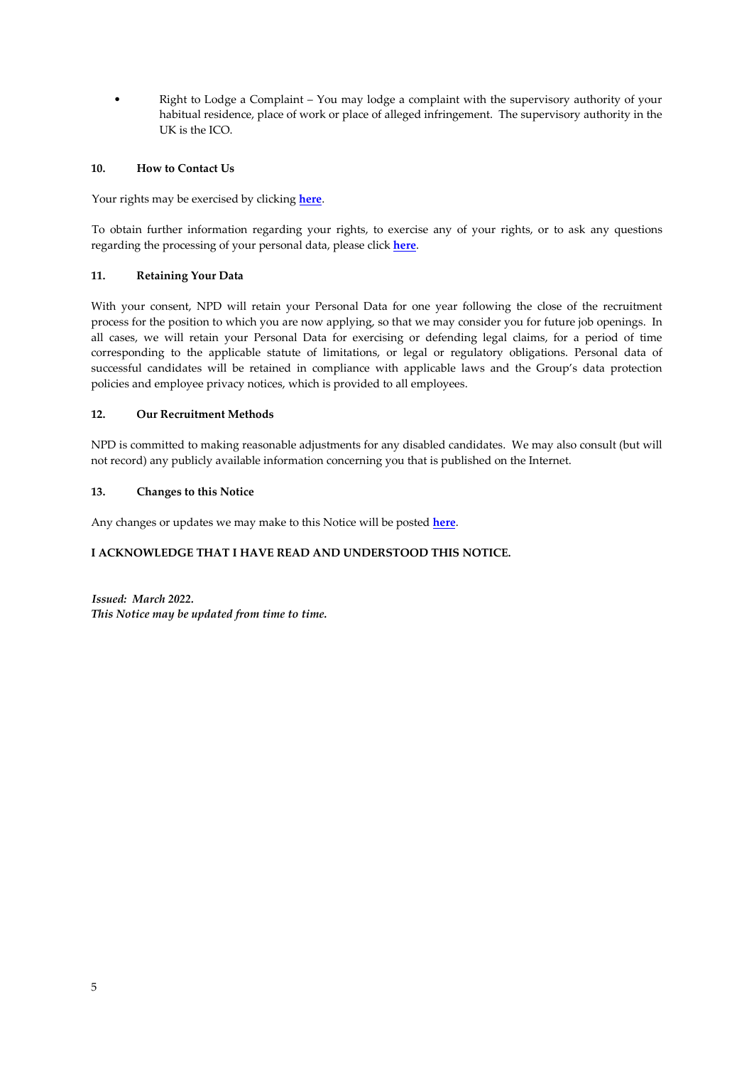- Right to Lodge a Complaint – You may lodge a complaint with the supervisory authority of your habitual residence, place of work or place of alleged infringement. The supervisory authority in the UK is the ICO.

**10. How to Contact Us**

Your rights may be exercised by clicking **here**.

To obtain further information regarding your rights, to exercise any of your rights, or to ask any questions regarding the processing of your personal data, please click **here**.

**11. Retaining Your Data**

With your consent, NPD will retain your Personal Data for one year following the close of the recruitment process for the position to which you are now applying, so that we may consider you for future job openings. In all cases, we will retain your Personal Data for exercising or defending legal claims, for a period of time corresponding to the applicable statute of limitations, or legal or regulatory obligations. Personal data of successful candidates will be retained in compliance with applicable laws and the Group's data protection policies and employee privacy notices, which is provided to all employees.

**12. Our Recruitment Methods**

NPD is committed to making reasonable adjustments for any disabled candidates. We may also consult (but will not record) any publicly available information concerning you that is published on the Internet.

**13. Changes to this Notice**

Any changes or updates we may make to this Notice will be posted **here**.

**I ACKNOWLEDGE THAT I HAVE READ AND UNDERSTOOD THIS NOTICE.**

***Issued: March 2022.***
***This Notice may be updated from time to time.***